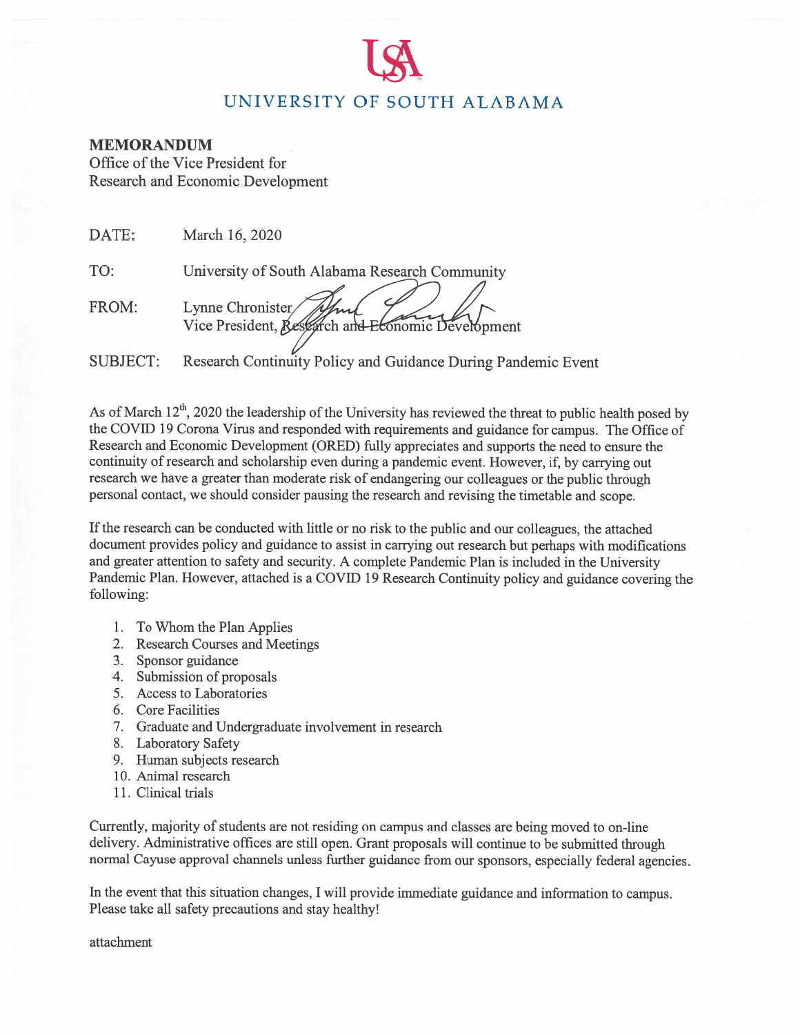UNIVERSITY OF SOUTH ALABAMA

**MEMORANDUM**
Office of the Vice President for
Research and Economic Development

DATE: March 16, 2020

TO: University of South Alabama Research Community

FROM: Lynne Chronister
Vice President, Research and Economic Development

SUBJECT: Research Continuity Policy and Guidance During Pandemic Event

As of March 12th, 2020 the leadership of the University has reviewed the threat to public health posed by the COVID 19 Corona Virus and responded with requirements and guidance for campus. The Office of Research and Economic Development (ORED) fully appreciates and supports the need to ensure the continuity of research and scholarship even during a pandemic event. However, if, by carrying out research we have a greater than moderate risk of endangering our colleagues or the public through personal contact, we should consider pausing the research and revising the timetable and scope.

If the research can be conducted with little or no risk to the public and our colleagues, the attached document provides policy and guidance to assist in carrying out research but perhaps with modifications and greater attention to safety and security. A complete Pandemic Plan is included in the University Pandemic Plan. However, attached is a COVID 19 Research Continuity policy and guidance covering the following:

1. To Whom the Plan Applies
2. Research Courses and Meetings
3. Sponsor guidance
4. Submission of proposals
5. Access to Laboratories
6. Core Facilities
7. Graduate and Undergraduate involvement in research
8. Laboratory Safety
9. Human subjects research
10. Animal research
11. Clinical trials

Currently, majority of students are not residing on campus and classes are being moved to on-line delivery. Administrative offices are still open. Grant proposals will continue to be submitted through normal Cayuse approval channels unless further guidance from our sponsors, especially federal agencies.

In the event that this situation changes, I will provide immediate guidance and information to campus. Please take all safety precautions and stay healthy!

attachment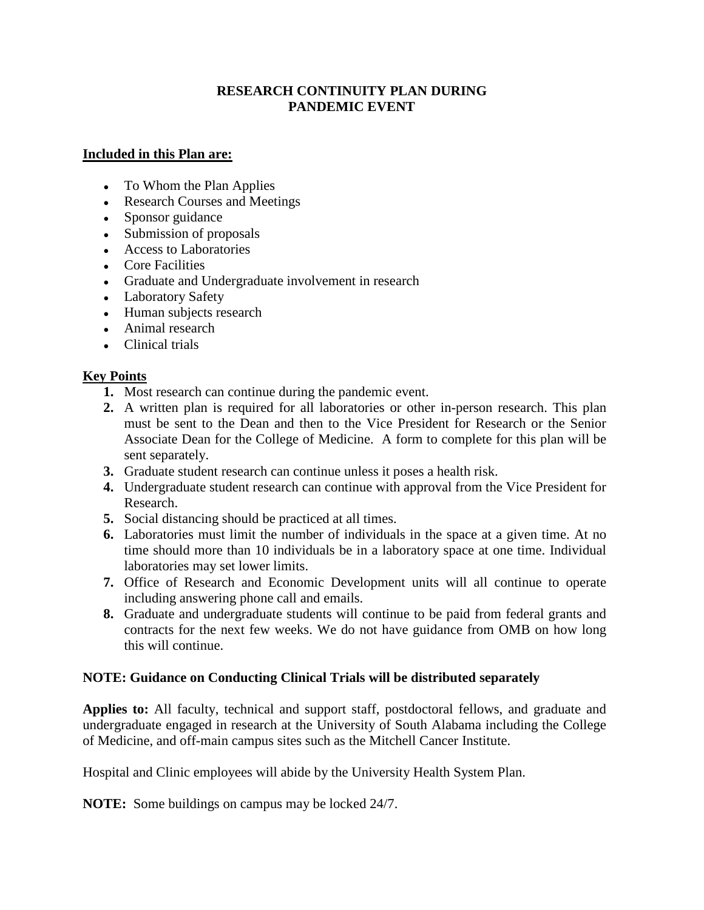# RESEARCH CONTINUITY PLAN DURING PANDEMIC EVENT

**Included in this Plan are:**

- To Whom the Plan Applies
- Research Courses and Meetings
- Sponsor guidance
- Submission of proposals
- Access to Laboratories
- Core Facilities
- Graduate and Undergraduate involvement in research
- Laboratory Safety
- Human subjects research
- Animal research
- Clinical trials

**Key Points**

1. Most research can continue during the pandemic event.
2. A written plan is required for all laboratories or other in-person research. This plan must be sent to the Dean and then to the Vice President for Research or the Senior Associate Dean for the College of Medicine. A form to complete for this plan will be sent separately.
3. Graduate student research can continue unless it poses a health risk.
4. Undergraduate student research can continue with approval from the Vice President for Research.
5. Social distancing should be practiced at all times.
6. Laboratories must limit the number of individuals in the space at a given time. At no time should more than 10 individuals be in a laboratory space at one time. Individual laboratories may set lower limits.
7. Office of Research and Economic Development units will all continue to operate including answering phone call and emails.
8. Graduate and undergraduate students will continue to be paid from federal grants and contracts for the next few weeks. We do not have guidance from OMB on how long this will continue.

**NOTE: Guidance on Conducting Clinical Trials will be distributed separately**

**Applies to:** All faculty, technical and support staff, postdoctoral fellows, and graduate and undergraduate engaged in research at the University of South Alabama including the College of Medicine, and off-main campus sites such as the Mitchell Cancer Institute.

Hospital and Clinic employees will abide by the University Health System Plan.

**NOTE:** Some buildings on campus may be locked 24/7.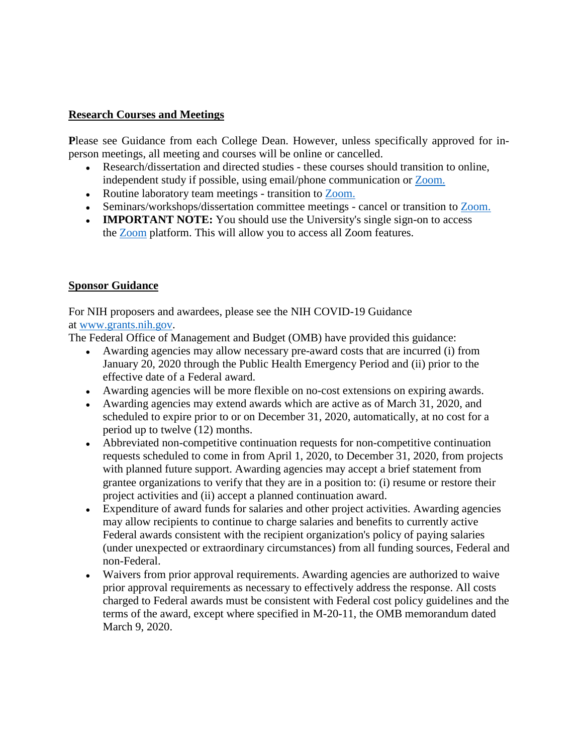## Research Courses and Meetings

**P**lease see Guidance from each College Dean. However, unless specifically approved for in-person meetings, all meeting and courses will be online or cancelled.

- Research/dissertation and directed studies - these courses should transition to online, independent study if possible, using email/phone communication or Zoom.
- Routine laboratory team meetings - transition to Zoom.
- Seminars/workshops/dissertation committee meetings - cancel or transition to Zoom.
- **IMPORTANT NOTE:** You should use the University's single sign-on to access the Zoom platform. This will allow you to access all Zoom features.

## Sponsor Guidance

For NIH proposers and awardees, please see the NIH COVID-19 Guidance at www.grants.nih.gov.

The Federal Office of Management and Budget (OMB) have provided this guidance:

- Awarding agencies may allow necessary pre-award costs that are incurred (i) from January 20, 2020 through the Public Health Emergency Period and (ii) prior to the effective date of a Federal award.
- Awarding agencies will be more flexible on no-cost extensions on expiring awards.
- Awarding agencies may extend awards which are active as of March 31, 2020, and scheduled to expire prior to or on December 31, 2020, automatically, at no cost for a period up to twelve (12) months.
- Abbreviated non-competitive continuation requests for non-competitive continuation requests scheduled to come in from April 1, 2020, to December 31, 2020, from projects with planned future support. Awarding agencies may accept a brief statement from grantee organizations to verify that they are in a position to: (i) resume or restore their project activities and (ii) accept a planned continuation award.
- Expenditure of award funds for salaries and other project activities. Awarding agencies may allow recipients to continue to charge salaries and benefits to currently active Federal awards consistent with the recipient organization's policy of paying salaries (under unexpected or extraordinary circumstances) from all funding sources, Federal and non-Federal.
- Waivers from prior approval requirements. Awarding agencies are authorized to waive prior approval requirements as necessary to effectively address the response. All costs charged to Federal awards must be consistent with Federal cost policy guidelines and the terms of the award, except where specified in M-20-11, the OMB memorandum dated March 9, 2020.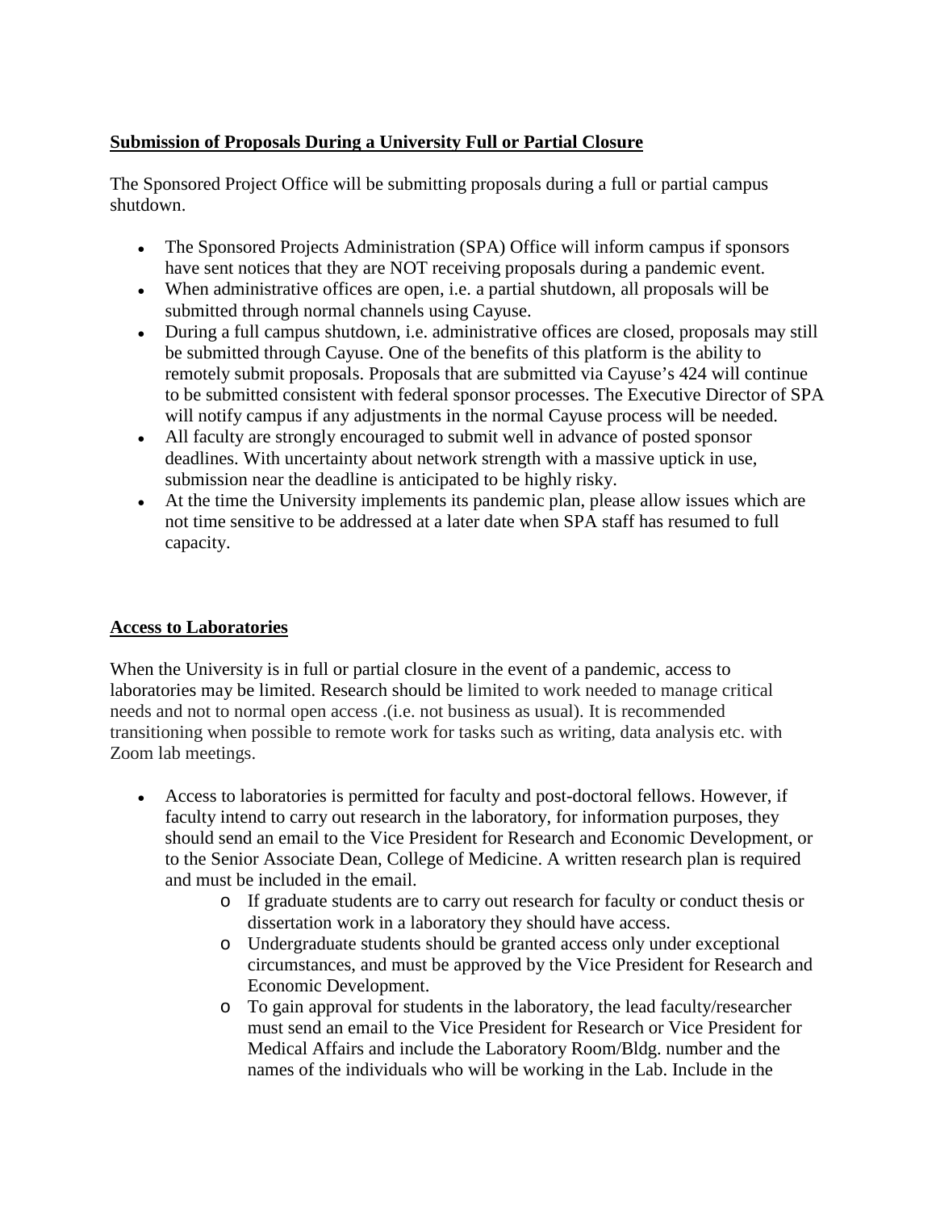**Submission of Proposals During a University Full or Partial Closure**

The Sponsored Project Office will be submitting proposals during a full or partial campus shutdown.

- The Sponsored Projects Administration (SPA) Office will inform campus if sponsors have sent notices that they are NOT receiving proposals during a pandemic event.
- When administrative offices are open, i.e. a partial shutdown, all proposals will be submitted through normal channels using Cayuse.
- During a full campus shutdown, i.e. administrative offices are closed, proposals may still be submitted through Cayuse. One of the benefits of this platform is the ability to remotely submit proposals. Proposals that are submitted via Cayuse's 424 will continue to be submitted consistent with federal sponsor processes. The Executive Director of SPA will notify campus if any adjustments in the normal Cayuse process will be needed.
- All faculty are strongly encouraged to submit well in advance of posted sponsor deadlines. With uncertainty about network strength with a massive uptick in use, submission near the deadline is anticipated to be highly risky.
- At the time the University implements its pandemic plan, please allow issues which are not time sensitive to be addressed at a later date when SPA staff has resumed to full capacity.

**Access to Laboratories**

When the University is in full or partial closure in the event of a pandemic, access to laboratories may be limited. Research should be limited to work needed to manage critical needs and not to normal open access .(i.e. not business as usual). It is recommended transitioning when possible to remote work for tasks such as writing, data analysis etc. with Zoom lab meetings.

- Access to laboratories is permitted for faculty and post-doctoral fellows. However, if faculty intend to carry out research in the laboratory, for information purposes, they should send an email to the Vice President for Research and Economic Development, or to the Senior Associate Dean, College of Medicine. A written research plan is required and must be included in the email.
    - If graduate students are to carry out research for faculty or conduct thesis or dissertation work in a laboratory they should have access.
    - Undergraduate students should be granted access only under exceptional circumstances, and must be approved by the Vice President for Research and Economic Development.
    - To gain approval for students in the laboratory, the lead faculty/researcher must send an email to the Vice President for Research or Vice President for Medical Affairs and include the Laboratory Room/Bldg. number and the names of the individuals who will be working in the Lab. Include in the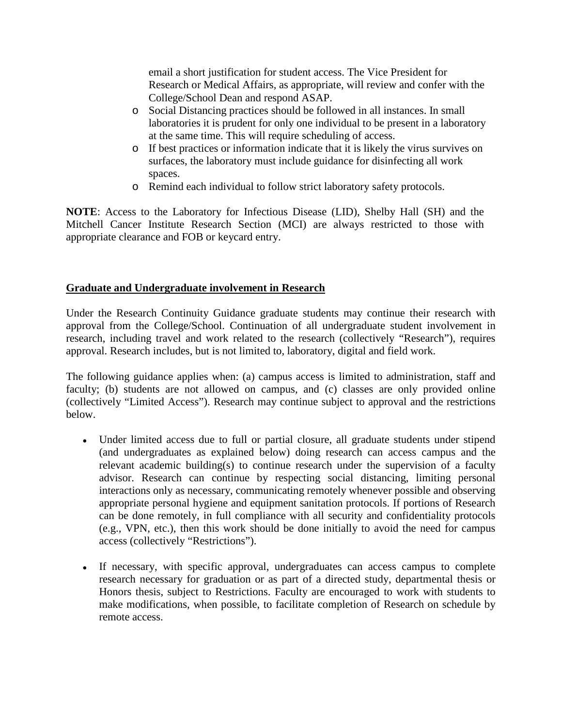email a short justification for student access. The Vice President for Research or Medical Affairs, as appropriate, will review and confer with the College/School Dean and respond ASAP.

- Social Distancing practices should be followed in all instances. In small laboratories it is prudent for only one individual to be present in a laboratory at the same time. This will require scheduling of access.
- If best practices or information indicate that it is likely the virus survives on surfaces, the laboratory must include guidance for disinfecting all work spaces.
- Remind each individual to follow strict laboratory safety protocols.

**NOTE**: Access to the Laboratory for Infectious Disease (LID), Shelby Hall (SH) and the Mitchell Cancer Institute Research Section (MCI) are always restricted to those with appropriate clearance and FOB or keycard entry.

## Graduate and Undergraduate involvement in Research

Under the Research Continuity Guidance graduate students may continue their research with approval from the College/School. Continuation of all undergraduate student involvement in research, including travel and work related to the research (collectively "Research"), requires approval. Research includes, but is not limited to, laboratory, digital and field work.

The following guidance applies when: (a) campus access is limited to administration, staff and faculty; (b) students are not allowed on campus, and (c) classes are only provided online (collectively "Limited Access"). Research may continue subject to approval and the restrictions below.

- Under limited access due to full or partial closure, all graduate students under stipend (and undergraduates as explained below) doing research can access campus and the relevant academic building(s) to continue research under the supervision of a faculty advisor. Research can continue by respecting social distancing, limiting personal interactions only as necessary, communicating remotely whenever possible and observing appropriate personal hygiene and equipment sanitation protocols. If portions of Research can be done remotely, in full compliance with all security and confidentiality protocols (e.g., VPN, etc.), then this work should be done initially to avoid the need for campus access (collectively "Restrictions").

- If necessary, with specific approval, undergraduates can access campus to complete research necessary for graduation or as part of a directed study, departmental thesis or Honors thesis, subject to Restrictions. Faculty are encouraged to work with students to make modifications, when possible, to facilitate completion of Research on schedule by remote access.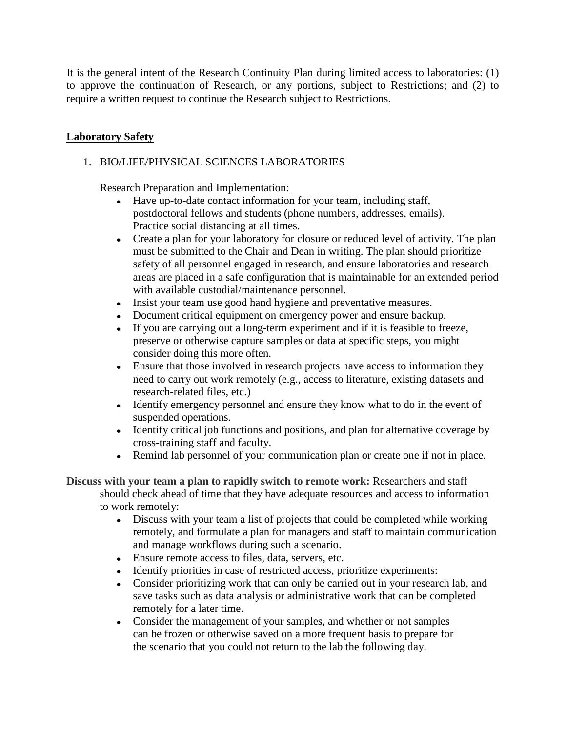It is the general intent of the Research Continuity Plan during limited access to laboratories: (1) to approve the continuation of Research, or any portions, subject to Restrictions; and (2) to require a written request to continue the Research subject to Restrictions.

## Laboratory Safety

1. BIO/LIFE/PHYSICAL SCIENCES LABORATORIES

   Research Preparation and Implementation:

   - Have up-to-date contact information for your team, including staff, postdoctoral fellows and students (phone numbers, addresses, emails). Practice social distancing at all times.
   - Create a plan for your laboratory for closure or reduced level of activity. The plan must be submitted to the Chair and Dean in writing. The plan should prioritize safety of all personnel engaged in research, and ensure laboratories and research areas are placed in a safe configuration that is maintainable for an extended period with available custodial/maintenance personnel.
   - Insist your team use good hand hygiene and preventative measures.
   - Document critical equipment on emergency power and ensure backup.
   - If you are carrying out a long-term experiment and if it is feasible to freeze, preserve or otherwise capture samples or data at specific steps, you might consider doing this more often.
   - Ensure that those involved in research projects have access to information they need to carry out work remotely (e.g., access to literature, existing datasets and research-related files, etc.)
   - Identify emergency personnel and ensure they know what to do in the event of suspended operations.
   - Identify critical job functions and positions, and plan for alternative coverage by cross-training staff and faculty.
   - Remind lab personnel of your communication plan or create one if not in place.

**Discuss with your team a plan to rapidly switch to remote work:** Researchers and staff should check ahead of time that they have adequate resources and access to information to work remotely:

- Discuss with your team a list of projects that could be completed while working remotely, and formulate a plan for managers and staff to maintain communication and manage workflows during such a scenario.
- Ensure remote access to files, data, servers, etc.
- Identify priorities in case of restricted access, prioritize experiments:
- Consider prioritizing work that can only be carried out in your research lab, and save tasks such as data analysis or administrative work that can be completed remotely for a later time.
- Consider the management of your samples, and whether or not samples can be frozen or otherwise saved on a more frequent basis to prepare for the scenario that you could not return to the lab the following day.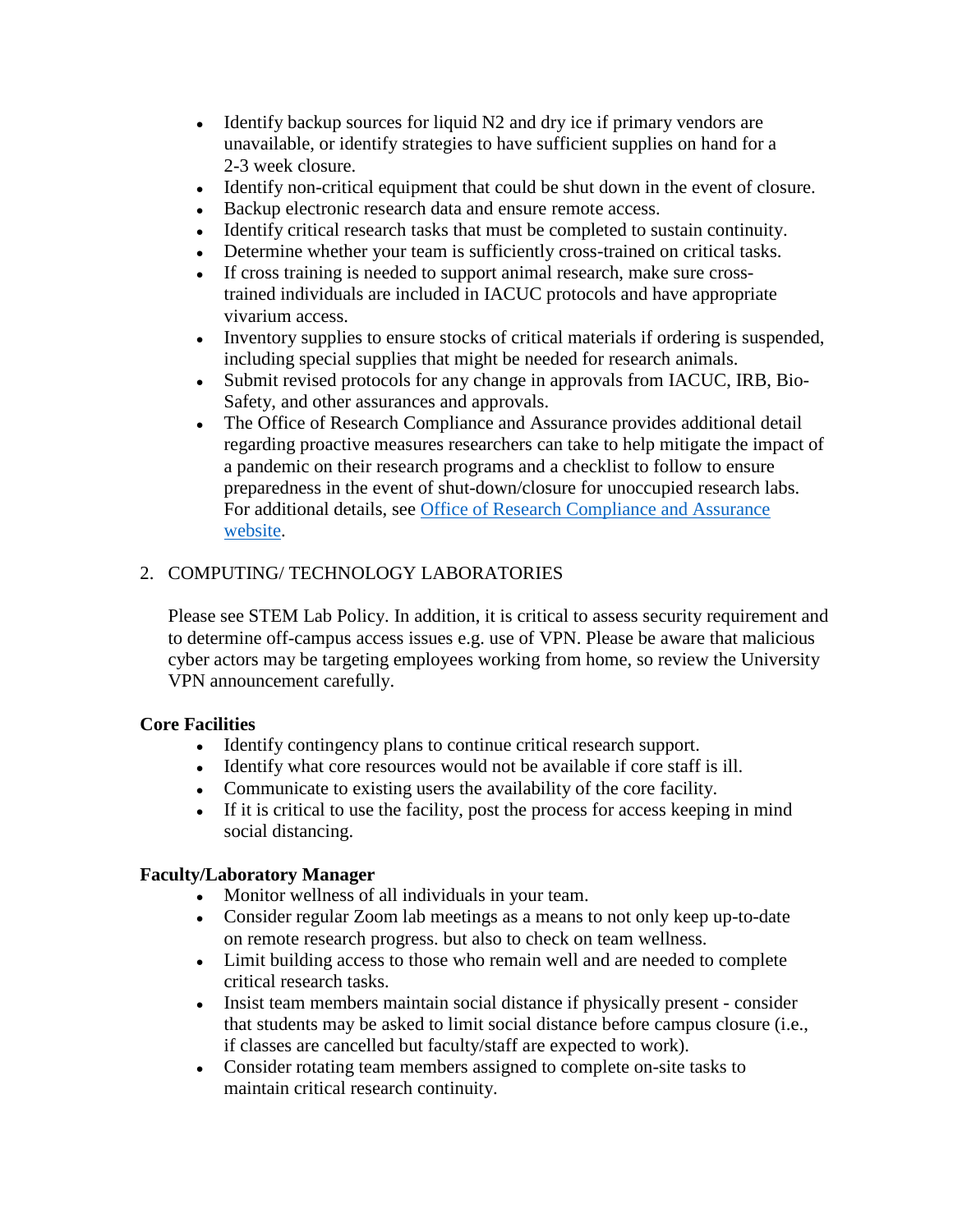- Identify backup sources for liquid N2 and dry ice if primary vendors are unavailable, or identify strategies to have sufficient supplies on hand for a 2-3 week closure.
- Identify non-critical equipment that could be shut down in the event of closure.
- Backup electronic research data and ensure remote access.
- Identify critical research tasks that must be completed to sustain continuity.
- Determine whether your team is sufficiently cross-trained on critical tasks.
- If cross training is needed to support animal research, make sure cross-trained individuals are included in IACUC protocols and have appropriate vivarium access.
- Inventory supplies to ensure stocks of critical materials if ordering is suspended, including special supplies that might be needed for research animals.
- Submit revised protocols for any change in approvals from IACUC, IRB, Bio-Safety, and other assurances and approvals.
- The Office of Research Compliance and Assurance provides additional detail regarding proactive measures researchers can take to help mitigate the impact of a pandemic on their research programs and a checklist to follow to ensure preparedness in the event of shut-down/closure for unoccupied research labs. For additional details, see Office of Research Compliance and Assurance website.

2. COMPUTING/ TECHNOLOGY LABORATORIES

Please see STEM Lab Policy. In addition, it is critical to assess security requirement and to determine off-campus access issues e.g. use of VPN. Please be aware that malicious cyber actors may be targeting employees working from home, so review the University VPN announcement carefully.

**Core Facilities**

- Identify contingency plans to continue critical research support.
- Identify what core resources would not be available if core staff is ill.
- Communicate to existing users the availability of the core facility.
- If it is critical to use the facility, post the process for access keeping in mind social distancing.

**Faculty/Laboratory Manager**

- Monitor wellness of all individuals in your team.
- Consider regular Zoom lab meetings as a means to not only keep up-to-date on remote research progress. but also to check on team wellness.
- Limit building access to those who remain well and are needed to complete critical research tasks.
- Insist team members maintain social distance if physically present - consider that students may be asked to limit social distance before campus closure (i.e., if classes are cancelled but faculty/staff are expected to work).
- Consider rotating team members assigned to complete on-site tasks to maintain critical research continuity.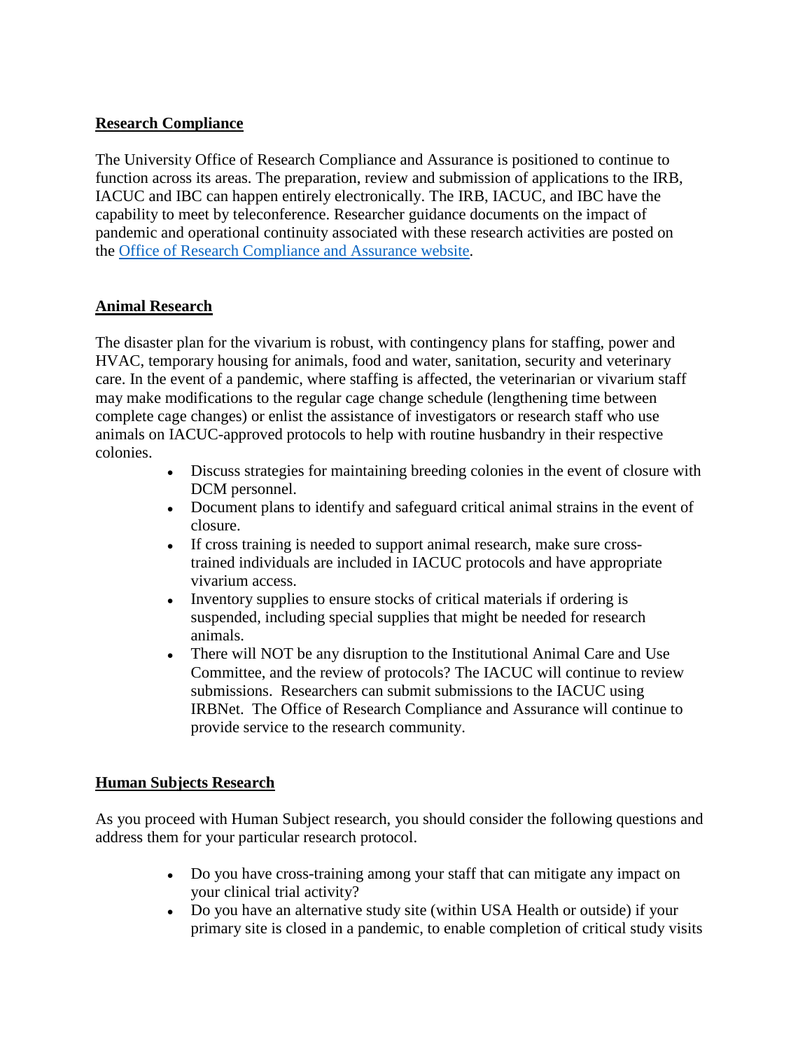## Research Compliance

The University Office of Research Compliance and Assurance is positioned to continue to function across its areas. The preparation, review and submission of applications to the IRB, IACUC and IBC can happen entirely electronically. The IRB, IACUC, and IBC have the capability to meet by teleconference. Researcher guidance documents on the impact of pandemic and operational continuity associated with these research activities are posted on the [Office of Research Compliance and Assurance website](#).

## Animal Research

The disaster plan for the vivarium is robust, with contingency plans for staffing, power and HVAC, temporary housing for animals, food and water, sanitation, security and veterinary care. In the event of a pandemic, where staffing is affected, the veterinarian or vivarium staff may make modifications to the regular cage change schedule (lengthening time between complete cage changes) or enlist the assistance of investigators or research staff who use animals on IACUC-approved protocols to help with routine husbandry in their respective colonies.

- Discuss strategies for maintaining breeding colonies in the event of closure with DCM personnel.
- Document plans to identify and safeguard critical animal strains in the event of closure.
- If cross training is needed to support animal research, make sure cross-trained individuals are included in IACUC protocols and have appropriate vivarium access.
- Inventory supplies to ensure stocks of critical materials if ordering is suspended, including special supplies that might be needed for research animals.
- There will NOT be any disruption to the Institutional Animal Care and Use Committee, and the review of protocols? The IACUC will continue to review submissions. Researchers can submit submissions to the IACUC using IRBNet. The Office of Research Compliance and Assurance will continue to provide service to the research community.

## Human Subjects Research

As you proceed with Human Subject research, you should consider the following questions and address them for your particular research protocol.

- Do you have cross-training among your staff that can mitigate any impact on your clinical trial activity?
- Do you have an alternative study site (within USA Health or outside) if your primary site is closed in a pandemic, to enable completion of critical study visits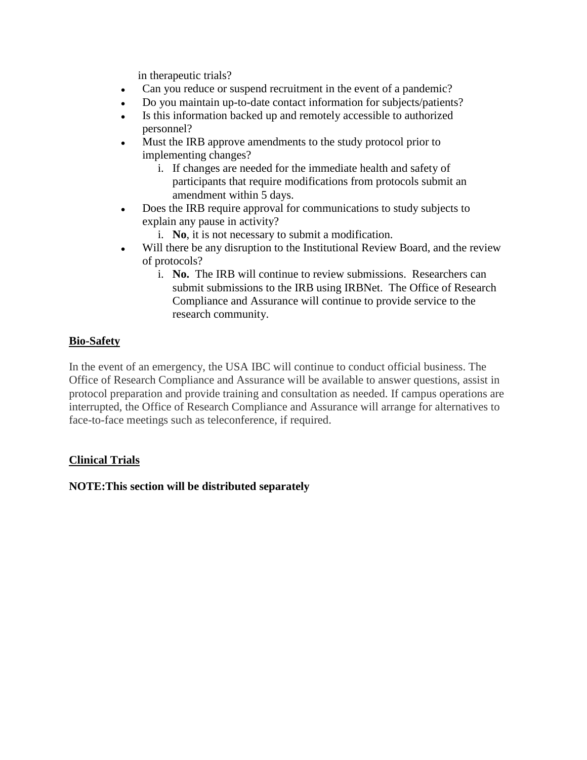in therapeutic trials?

- Can you reduce or suspend recruitment in the event of a pandemic?
- Do you maintain up-to-date contact information for subjects/patients?
- Is this information backed up and remotely accessible to authorized personnel?
- Must the IRB approve amendments to the study protocol prior to implementing changes?
    i. If changes are needed for the immediate health and safety of participants that require modifications from protocols submit an amendment within 5 days.
- Does the IRB require approval for communications to study subjects to explain any pause in activity?
    i. **No**, it is not necessary to submit a modification.
- Will there be any disruption to the Institutional Review Board, and the review of protocols?
    i. **No.** The IRB will continue to review submissions. Researchers can submit submissions to the IRB using IRBNet. The Office of Research Compliance and Assurance will continue to provide service to the research community.

**<u>Bio-Safety</u>**

In the event of an emergency, the USA IBC will continue to conduct official business. The Office of Research Compliance and Assurance will be available to answer questions, assist in protocol preparation and provide training and consultation as needed. If campus operations are interrupted, the Office of Research Compliance and Assurance will arrange for alternatives to face-to-face meetings such as teleconference, if required.

**<u>Clinical Trials</u>**

**NOTE:This section will be distributed separately**